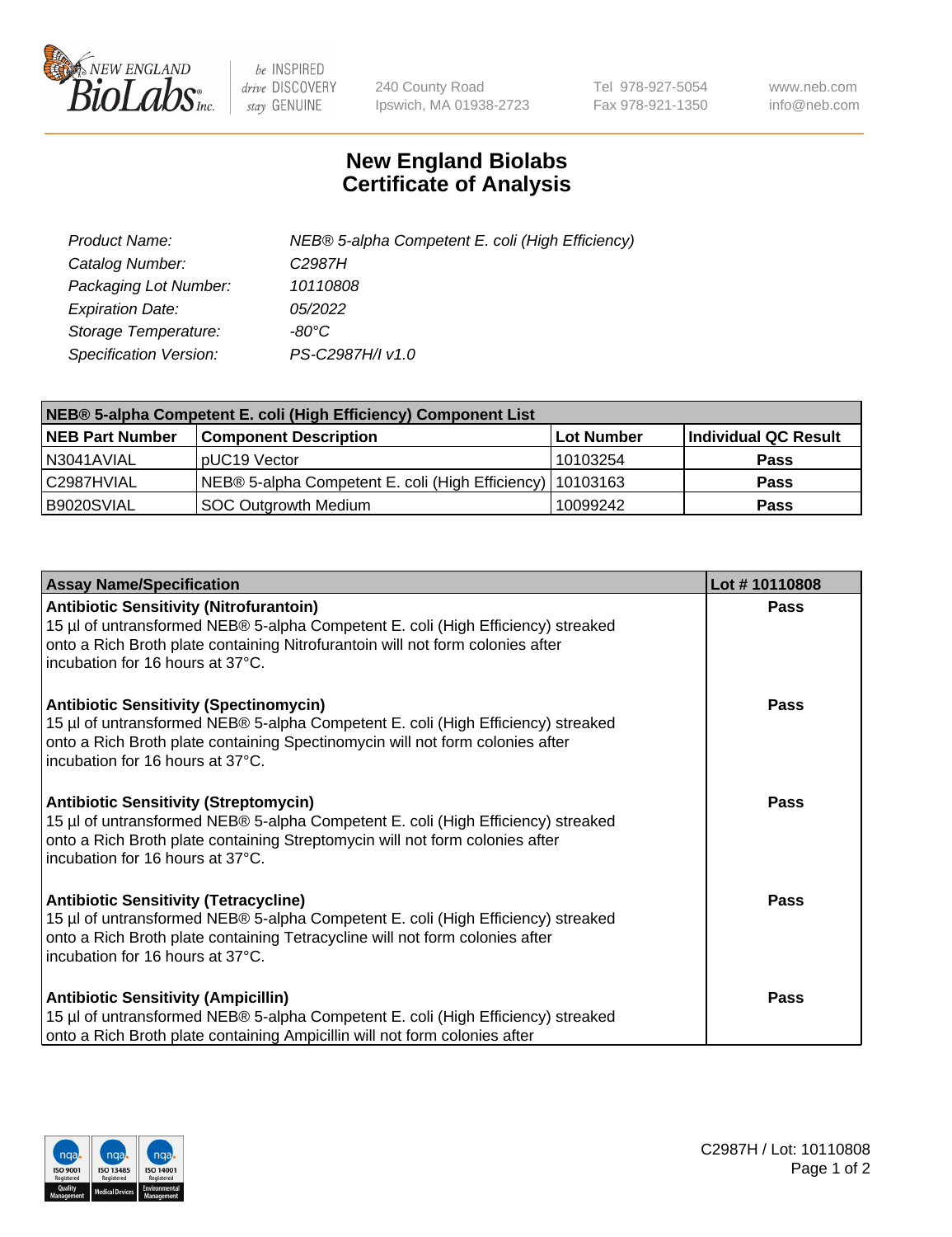# New England Biolabs Certificate of Analysis

| | |
|---|---|
| *Product Name:* | *NEB® 5-alpha Competent E. coli (High Efficiency)* |
| *Catalog Number:* | *C2987H* |
| *Packaging Lot Number:* | *10110808* |
| *Expiration Date:* | *05/2022* |
| *Storage Temperature:* | *-80°C* |
| *Specification Version:* | *PS-C2987H/I v1.0* |

| NEB® 5-alpha Competent E. coli (High Efficiency) Component List | | | |
|---|---|---|---|
| **NEB Part Number** | **Component Description** | **Lot Number** | **Individual QC Result** |
| N3041AVIAL | pUC19 Vector | 10103254 | **Pass** |
| C2987HVIAL | NEB® 5-alpha Competent E. coli (High Efficiency) | 10103163 | **Pass** |
| B9020SVIAL | SOC Outgrowth Medium | 10099242 | **Pass** |

| Assay Name/Specification | Lot # 10110808 |
|---|---|
| **Antibiotic Sensitivity (Nitrofurantoin)** 15 µl of untransformed NEB® 5-alpha Competent E. coli (High Efficiency) streaked onto a Rich Broth plate containing Nitrofurantoin will not form colonies after incubation for 16 hours at 37°C. | **Pass** |
| **Antibiotic Sensitivity (Spectinomycin)** 15 µl of untransformed NEB® 5-alpha Competent E. coli (High Efficiency) streaked onto a Rich Broth plate containing Spectinomycin will not form colonies after incubation for 16 hours at 37°C. | **Pass** |
| **Antibiotic Sensitivity (Streptomycin)** 15 µl of untransformed NEB® 5-alpha Competent E. coli (High Efficiency) streaked onto a Rich Broth plate containing Streptomycin will not form colonies after incubation for 16 hours at 37°C. | **Pass** |
| **Antibiotic Sensitivity (Tetracycline)** 15 µl of untransformed NEB® 5-alpha Competent E. coli (High Efficiency) streaked onto a Rich Broth plate containing Tetracycline will not form colonies after incubation for 16 hours at 37°C. | **Pass** |
| **Antibiotic Sensitivity (Ampicillin)** 15 µl of untransformed NEB® 5-alpha Competent E. coli (High Efficiency) streaked onto a Rich Broth plate containing Ampicillin will not form colonies after | **Pass** |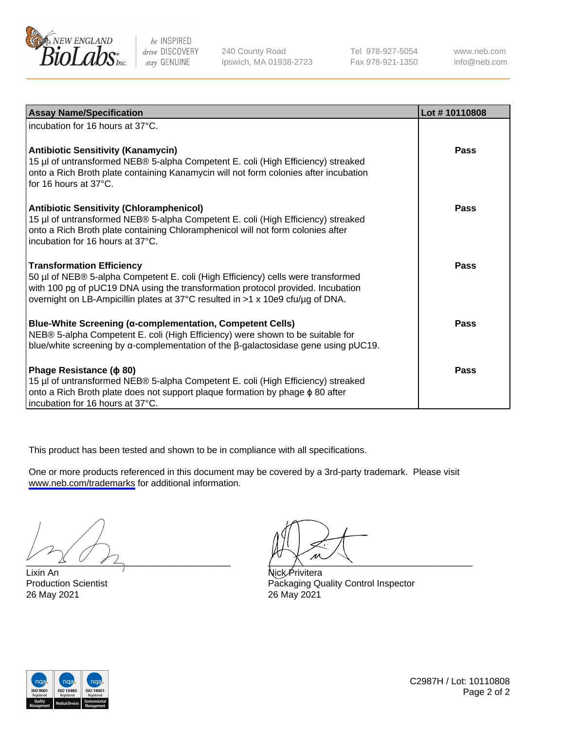| Assay Name/Specification | Lot # 10110808 |
| --- | --- |
| incubation for 16 hours at 37°C. | |
| **Antibiotic Sensitivity (Kanamycin)**<br>15 µl of untransformed NEB® 5-alpha Competent E. coli (High Efficiency) streaked onto a Rich Broth plate containing Kanamycin will not form colonies after incubation for 16 hours at 37°C. | Pass |
| **Antibiotic Sensitivity (Chloramphenicol)**<br>15 µl of untransformed NEB® 5-alpha Competent E. coli (High Efficiency) streaked onto a Rich Broth plate containing Chloramphenicol will not form colonies after incubation for 16 hours at 37°C. | Pass |
| **Transformation Efficiency**<br>50 µl of NEB® 5-alpha Competent E. coli (High Efficiency) cells were transformed with 100 pg of pUC19 DNA using the transformation protocol provided. Incubation overnight on LB-Ampicillin plates at 37°C resulted in >1 x 10e9 cfu/µg of DNA. | Pass |
| **Blue-White Screening (α-complementation, Competent Cells)**<br>NEB® 5-alpha Competent E. coli (High Efficiency) were shown to be suitable for blue/white screening by α-complementation of the β-galactosidase gene using pUC19. | Pass |
| **Phage Resistance (ϕ 80)**<br>15 µl of untransformed NEB® 5-alpha Competent E. coli (High Efficiency) streaked onto a Rich Broth plate does not support plaque formation by phage ϕ 80 after incubation for 16 hours at 37°C. | Pass |

This product has been tested and shown to be in compliance with all specifications.

One or more products referenced in this document may be covered by a 3rd-party trademark. Please visit www.neb.com/trademarks for additional information.

Lixin An
Production Scientist
26 May 2021

Nick Privitera
Packaging Quality Control Inspector
26 May 2021

C2987H / Lot: 10110808